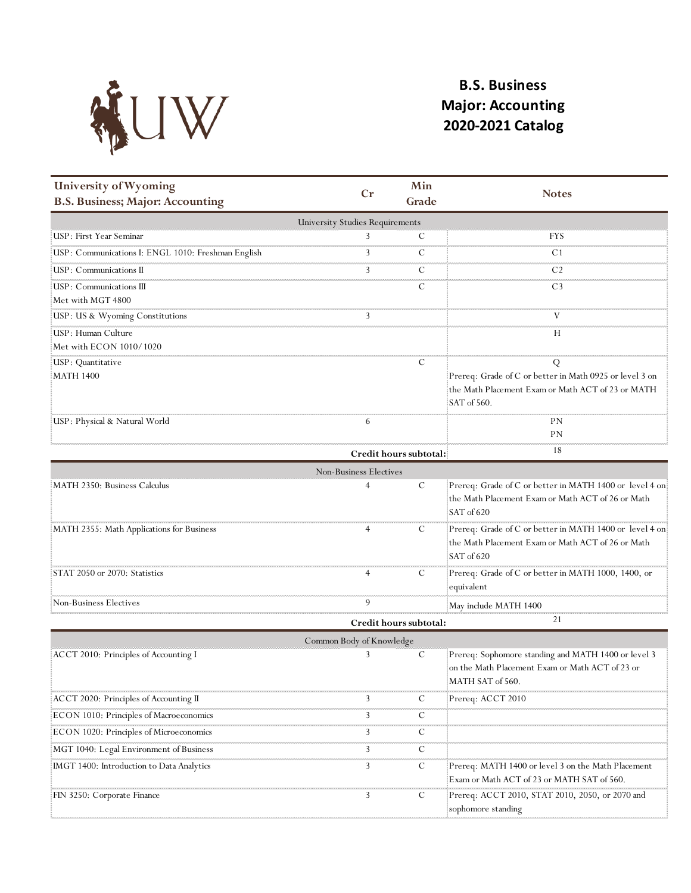# B.S. Business
# Major: Accounting
# 2020-2021 Catalog

| University of Wyoming<br>B.S. Business; Major: Accounting | Cr | Min Grade | Notes |
|---|---|---|---|
| **University Studies Requirements** | | | |
| USP: First Year Seminar | 3 | C | FYS |
| USP: Communications I: ENGL 1010: Freshman English | 3 | C | C1 |
| USP: Communications II | 3 | C | C2 |
| USP: Communications III<br>Met with MGT 4800 | | C | C3 |
| USP: US & Wyoming Constitutions | 3 | | V |
| USP: Human Culture<br>Met with ECON 1010/1020 | | | H |
| USP: Quantitative<br>MATH 1400 | | C | Q<br>Prereq: Grade of C or better in Math 0925 or level 3 on the Math Placement Exam or Math ACT of 23 or MATH SAT of 560. |
| USP: Physical & Natural World | 6 | | PN<br>PN |
| | **Credit hours subtotal:** | | 18 |
| **Non-Business Electives** | | | |
| MATH 2350: Business Calculus | 4 | C | Prereq: Grade of C or better in MATH 1400 or level 4 on the Math Placement Exam or Math ACT of 26 or Math SAT of 620 |
| MATH 2355: Math Applications for Business | 4 | C | Prereq: Grade of C or better in MATH 1400 or level 4 on the Math Placement Exam or Math ACT of 26 or Math SAT of 620 |
| STAT 2050 or 2070: Statistics | 4 | C | Prereq: Grade of C or better in MATH 1000, 1400, or equivalent |
| Non-Business Electives | 9 | | May include MATH 1400 |
| | **Credit hours subtotal:** | | 21 |
| **Common Body of Knowledge** | | | |
| ACCT 2010: Principles of Accounting I | 3 | C | Prereq: Sophomore standing and MATH 1400 or level 3 on the Math Placement Exam or Math ACT of 23 or MATH SAT of 560. |
| ACCT 2020: Principles of Accounting II | 3 | C | Prereq: ACCT 2010 |
| ECON 1010: Principles of Macroeconomics | 3 | C | |
| ECON 1020: Principles of Microeconomics | 3 | C | |
| MGT 1040: Legal Environment of Business | 3 | C | |
| IMGT 1400: Introduction to Data Analytics | 3 | C | Prereq: MATH 1400 or level 3 on the Math Placement Exam or Math ACT of 23 or MATH SAT of 560. |
| FIN 3250: Corporate Finance | 3 | C | Prereq: ACCT 2010, STAT 2010, 2050, or 2070 and sophomore standing |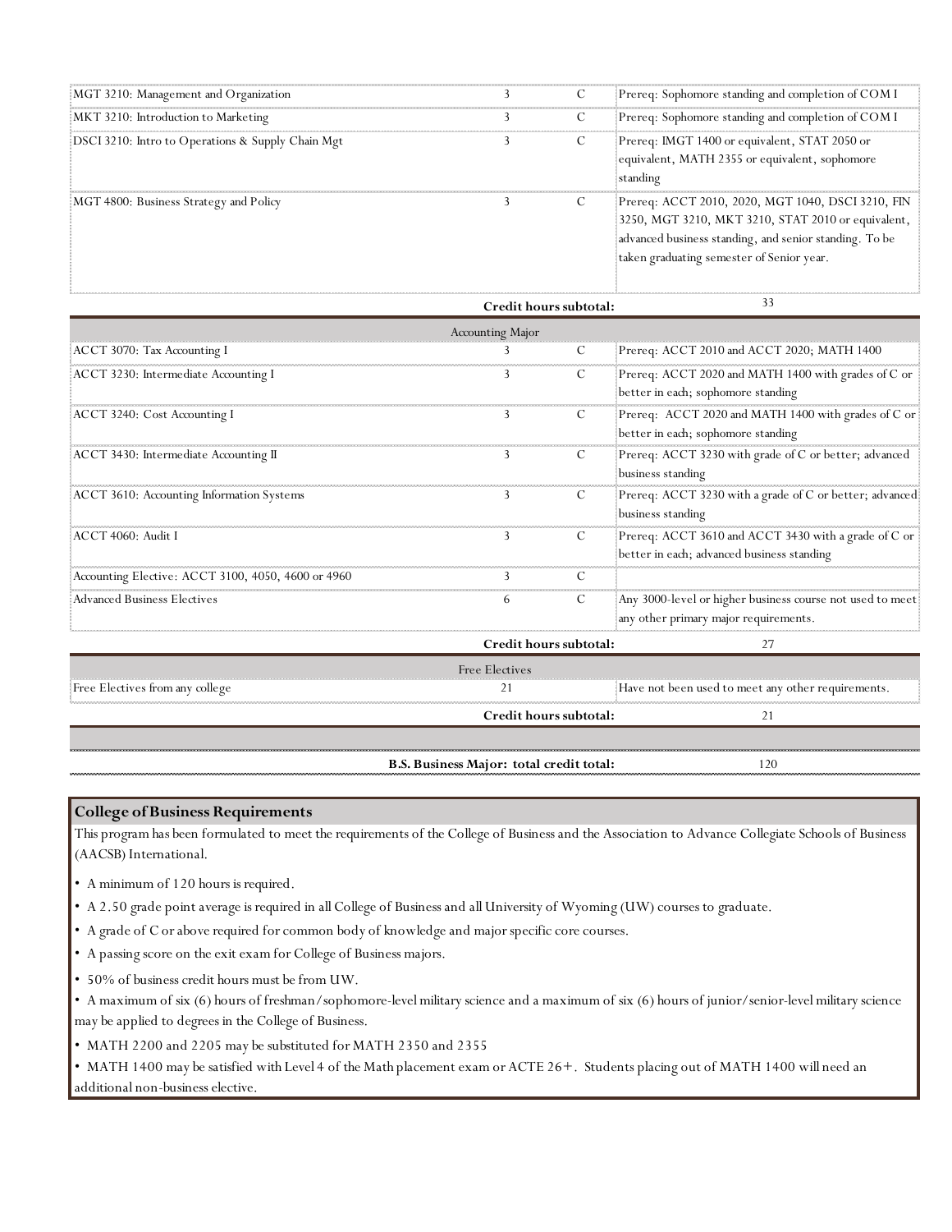| Course | Credits | Min. Grade | Prerequisites/Notes |
|---|---|---|---|
| MGT 3210: Management and Organization | 3 | C | Prereq: Sophomore standing and completion of COM I |
| MKT 3210: Introduction to Marketing | 3 | C | Prereq: Sophomore standing and completion of COM I |
| DSCI 3210: Intro to Operations & Supply Chain Mgt | 3 | C | Prereq: IMGT 1400 or equivalent, STAT 2050 or equivalent, MATH 2355 or equivalent, sophomore standing |
| MGT 4800: Business Strategy and Policy | 3 | C | Prereq: ACCT 2010, 2020, MGT 1040, DSCI 3210, FIN 3250, MGT 3210, MKT 3210, STAT 2010 or equivalent, advanced business standing, and senior standing. To be taken graduating semester of Senior year. |
| | **Credit hours subtotal:** | | 33 |
| | Accounting Major | | |
| ACCT 3070: Tax Accounting I | 3 | C | Prereq: ACCT 2010 and ACCT 2020; MATH 1400 |
| ACCT 3230: Intermediate Accounting I | 3 | C | Prereq: ACCT 2020 and MATH 1400 with grades of C or better in each; sophomore standing |
| ACCT 3240: Cost Accounting I | 3 | C | Prereq: ACCT 2020 and MATH 1400 with grades of C or better in each; sophomore standing |
| ACCT 3430: Intermediate Accounting II | 3 | C | Prereq: ACCT 3230 with grade of C or better; advanced business standing |
| ACCT 3610: Accounting Information Systems | 3 | C | Prereq: ACCT 3230 with a grade of C or better; advanced business standing |
| ACCT 4060: Audit I | 3 | C | Prereq: ACCT 3610 and ACCT 3430 with a grade of C or better in each; advanced business standing |
| Accounting Elective: ACCT 3100, 4050, 4600 or 4960 | 3 | C | |
| Advanced Business Electives | 6 | C | Any 3000-level or higher business course not used to meet any other primary major requirements. |
| | **Credit hours subtotal:** | | 27 |
| | Free Electives | | |
| Free Electives from any college | 21 | | Have not been used to meet any other requirements. |
| | **Credit hours subtotal:** | | 21 |
| | **B.S. Business Major: total credit total:** | | 120 |

## College of Business Requirements

This program has been formulated to meet the requirements of the College of Business and the Association to Advance Collegiate Schools of Business (AACSB) International.

- A minimum of 120 hours is required.
- A 2.50 grade point average is required in all College of Business and all University of Wyoming (UW) courses to graduate.
- A grade of C or above required for common body of knowledge and major specific core courses.
- A passing score on the exit exam for College of Business majors.
- 50% of business credit hours must be from UW.
- A maximum of six (6) hours of freshman/sophomore-level military science and a maximum of six (6) hours of junior/senior-level military science may be applied to degrees in the College of Business.
- MATH 2200 and 2205 may be substituted for MATH 2350 and 2355
- MATH 1400 may be satisfied with Level 4 of the Math placement exam or ACTE 26+. Students placing out of MATH 1400 will need an additional non-business elective.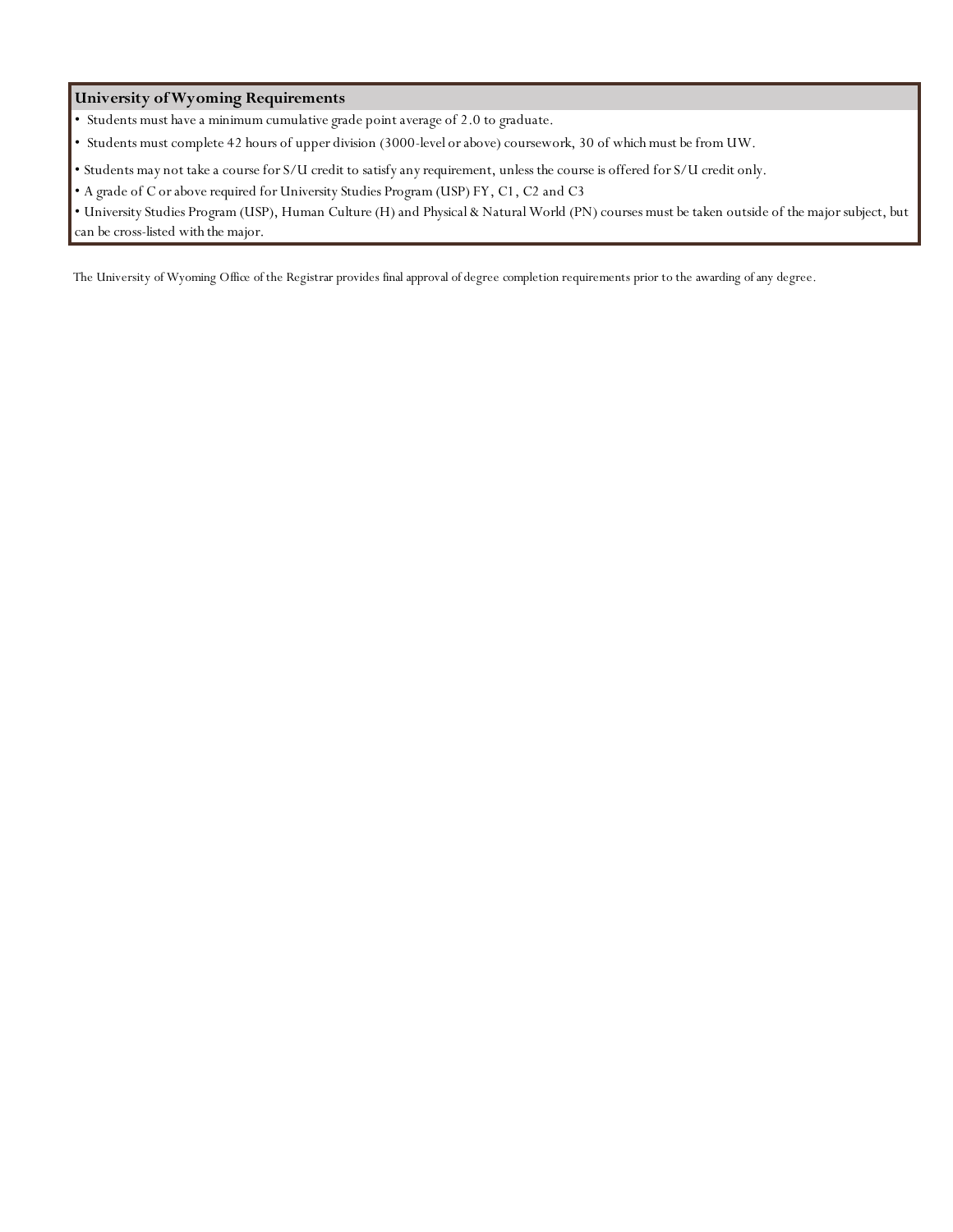## University of Wyoming Requirements

- Students must have a minimum cumulative grade point average of 2.0 to graduate.
- Students must complete 42 hours of upper division (3000-level or above) coursework, 30 of which must be from UW.
- Students may not take a course for S/U credit to satisfy any requirement, unless the course is offered for S/U credit only.
- A grade of C or above required for University Studies Program (USP) FY, C1, C2 and C3
- University Studies Program (USP), Human Culture (H) and Physical & Natural World (PN) courses must be taken outside of the major subject, but can be cross-listed with the major.

The University of Wyoming Office of the Registrar provides final approval of degree completion requirements prior to the awarding of any degree.